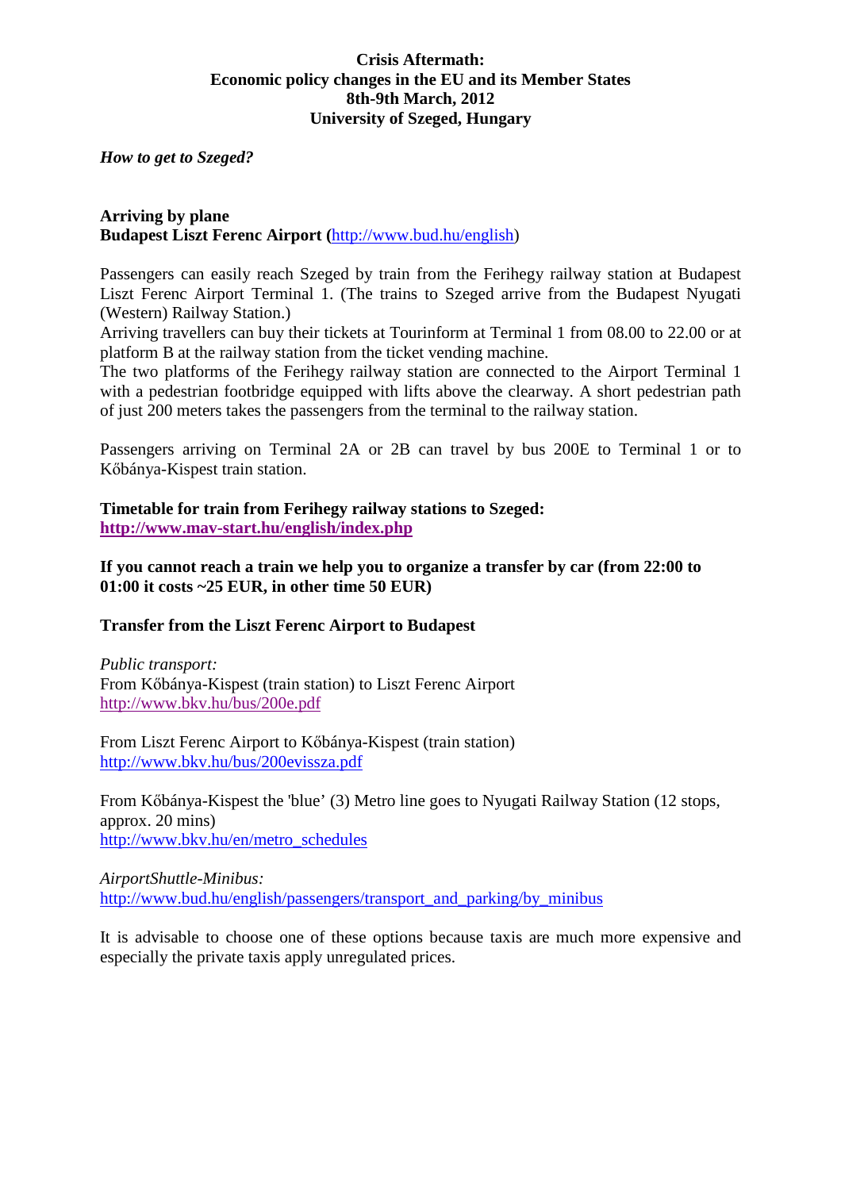**Crisis Aftermath:**
**Economic policy changes in the EU and its Member States**
**8th-9th March, 2012**
**University of Szeged, Hungary**

*How to get to Szeged?*

**Arriving by plane**
**Budapest Liszt Ferenc Airport (**http://www.bud.hu/english)

Passengers can easily reach Szeged by train from the Ferihegy railway station at Budapest Liszt Ferenc Airport Terminal 1. (The trains to Szeged arrive from the Budapest Nyugati (Western) Railway Station.)
Arriving travellers can buy their tickets at Tourinform at Terminal 1 from 08.00 to 22.00 or at platform B at the railway station from the ticket vending machine.
The two platforms of the Ferihegy railway station are connected to the Airport Terminal 1 with a pedestrian footbridge equipped with lifts above the clearway. A short pedestrian path of just 200 meters takes the passengers from the terminal to the railway station.

Passengers arriving on Terminal 2A or 2B can travel by bus 200E to Terminal 1 or to Kőbánya-Kispest train station.

**Timetable for train from Ferihegy railway stations to Szeged:**
**http://www.mav-start.hu/english/index.php**

**If you cannot reach a train we help you to organize a transfer by car (from 22:00 to 01:00 it costs ~25 EUR, in other time 50 EUR)**

**Transfer from the Liszt Ferenc Airport to Budapest**

*Public transport:*
From Kőbánya-Kispest (train station) to Liszt Ferenc Airport
http://www.bkv.hu/bus/200e.pdf

From Liszt Ferenc Airport to Kőbánya-Kispest (train station)
http://www.bkv.hu/bus/200evissza.pdf

From Kőbánya-Kispest the 'blue' (3) Metro line goes to Nyugati Railway Station (12 stops, approx. 20 mins)
http://www.bkv.hu/en/metro_schedules

*AirportShuttle-Minibus:*
http://www.bud.hu/english/passengers/transport_and_parking/by_minibus

It is advisable to choose one of these options because taxis are much more expensive and especially the private taxis apply unregulated prices.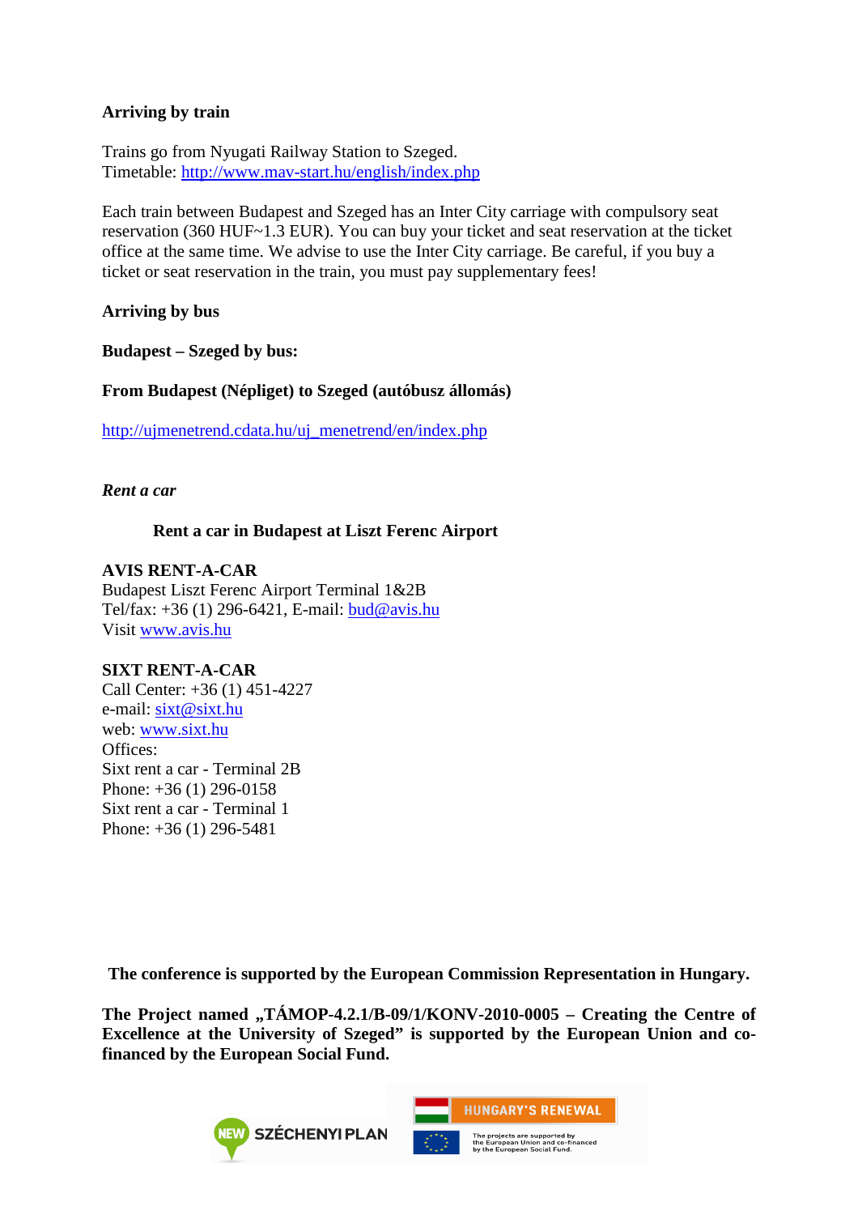**Arriving by train**

Trains go from Nyugati Railway Station to Szeged.
Timetable: http://www.mav-start.hu/english/index.php

Each train between Budapest and Szeged has an Inter City carriage with compulsory seat reservation (360 HUF~1.3 EUR). You can buy your ticket and seat reservation at the ticket office at the same time. We advise to use the Inter City carriage. Be careful, if you buy a ticket or seat reservation in the train, you must pay supplementary fees!

**Arriving by bus**

**Budapest – Szeged by bus:**

**From Budapest (Népliget) to Szeged (autóbusz állomás)**

http://ujmenetrend.cdata.hu/uj_menetrend/en/index.php

***Rent a car***

**Rent a car in Budapest at Liszt Ferenc Airport**

**AVIS RENT-A-CAR**
Budapest Liszt Ferenc Airport Terminal 1&2B
Tel/fax: +36 (1) 296-6421, E-mail: bud@avis.hu
Visit www.avis.hu

**SIXT RENT-A-CAR**
Call Center: +36 (1) 451-4227
e-mail: sixt@sixt.hu
web: www.sixt.hu
Offices:
Sixt rent a car - Terminal 2B
Phone: +36 (1) 296-0158
Sixt rent a car - Terminal 1
Phone: +36 (1) 296-5481

**The conference is supported by the European Commission Representation in Hungary.**

**The Project named „TÁMOP-4.2.1/B-09/1/KONV-2010-0005 – Creating the Centre of Excellence at the University of Szeged" is supported by the European Union and co-financed by the European Social Fund.**

NEW SZÉCHENYI PLAN

HUNGARY'S RENEWAL

The projects are supported by the European Union and co-financed by the European Social Fund.